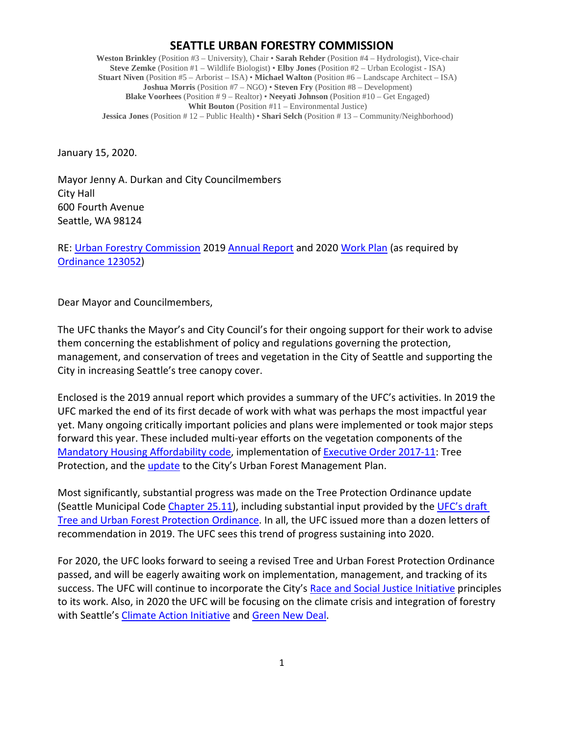# SEATTLE URBAN FORESTRY COMMISSION

**Weston Brinkley** (Position #3 – University), Chair • **Sarah Rehder** (Position #4 – Hydrologist), Vice-chair
**Steve Zemke** (Position #1 – Wildlife Biologist) • **Elby Jones** (Position #2 – Urban Ecologist - ISA)
**Stuart Niven** (Position #5 – Arborist – ISA) • **Michael Walton** (Position #6 – Landscape Architect – ISA)
**Joshua Morris** (Position #7 – NGO) • **Steven Fry** (Position #8 – Development)
**Blake Voorhees** (Position # 9 – Realtor) • **Neeyati Johnson** (Position #10 – Get Engaged)
**Whit Bouton** (Position #11 – Environmental Justice)
**Jessica Jones** (Position # 12 – Public Health) • **Shari Selch** (Position # 13 – Community/Neighborhood)

January 15, 2020.

Mayor Jenny A. Durkan and City Councilmembers
City Hall
600 Fourth Avenue
Seattle, WA 98124

RE: Urban Forestry Commission 2019 Annual Report and 2020 Work Plan (as required by Ordinance 123052)

Dear Mayor and Councilmembers,

The UFC thanks the Mayor's and City Council's for their ongoing support for their work to advise them concerning the establishment of policy and regulations governing the protection, management, and conservation of trees and vegetation in the City of Seattle and supporting the City in increasing Seattle's tree canopy cover.

Enclosed is the 2019 annual report which provides a summary of the UFC's activities. In 2019 the UFC marked the end of its first decade of work with what was perhaps the most impactful year yet. Many ongoing critically important policies and plans were implemented or took major steps forward this year. These included multi-year efforts on the vegetation components of the Mandatory Housing Affordability code, implementation of Executive Order 2017-11: Tree Protection, and the update to the City's Urban Forest Management Plan.

Most significantly, substantial progress was made on the Tree Protection Ordinance update (Seattle Municipal Code Chapter 25.11), including substantial input provided by the UFC's draft Tree and Urban Forest Protection Ordinance. In all, the UFC issued more than a dozen letters of recommendation in 2019. The UFC sees this trend of progress sustaining into 2020.

For 2020, the UFC looks forward to seeing a revised Tree and Urban Forest Protection Ordinance passed, and will be eagerly awaiting work on implementation, management, and tracking of its success. The UFC will continue to incorporate the City's Race and Social Justice Initiative principles to its work. Also, in 2020 the UFC will be focusing on the climate crisis and integration of forestry with Seattle's Climate Action Initiative and Green New Deal.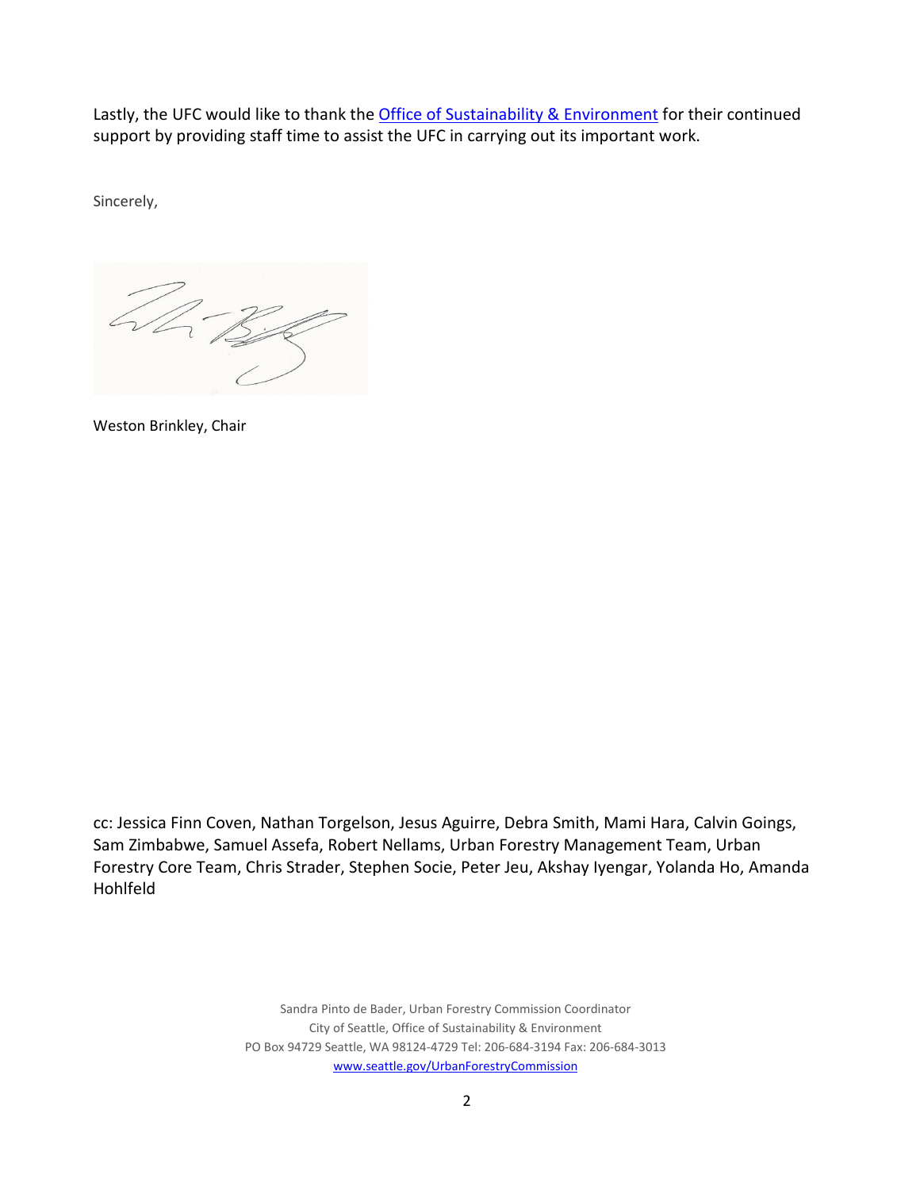Lastly, the UFC would like to thank the Office of Sustainability & Environment for their continued support by providing staff time to assist the UFC in carrying out its important work.

Sincerely,

Weston Brinkley, Chair

cc: Jessica Finn Coven, Nathan Torgelson, Jesus Aguirre, Debra Smith, Mami Hara, Calvin Goings, Sam Zimbabwe, Samuel Assefa, Robert Nellams, Urban Forestry Management Team, Urban Forestry Core Team, Chris Strader, Stephen Socie, Peter Jeu, Akshay Iyengar, Yolanda Ho, Amanda Hohlfeld

Sandra Pinto de Bader, Urban Forestry Commission Coordinator
City of Seattle, Office of Sustainability & Environment
PO Box 94729 Seattle, WA 98124-4729 Tel: 206-684-3194 Fax: 206-684-3013
www.seattle.gov/UrbanForestryCommission